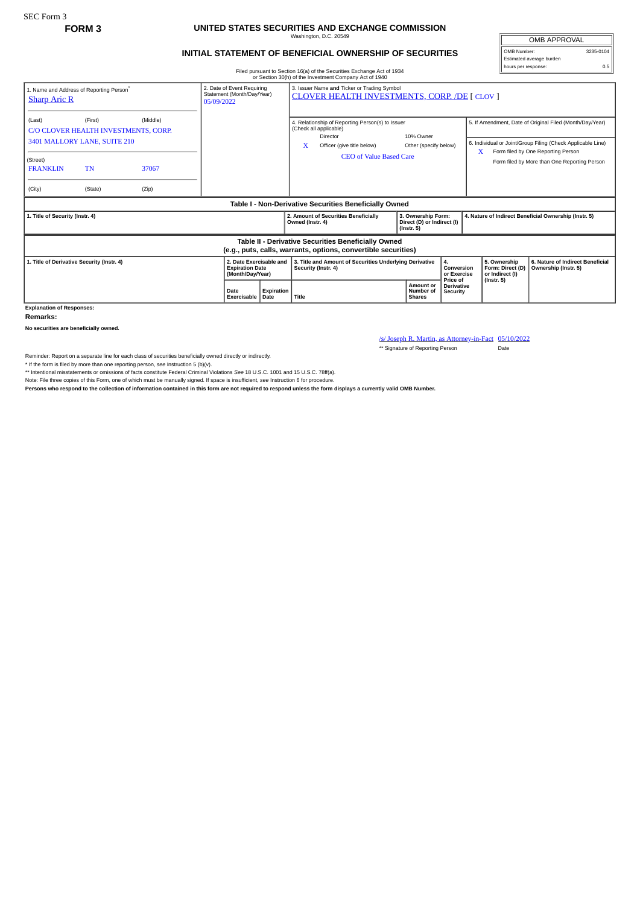SEC Form 3

**FORM 3**

# UNITED STATES SECURITIES AND EXCHANGE COMMISSION

Washington, D.C. 20549

## INITIAL STATEMENT OF BENEFICIAL OWNERSHIP OF SECURITIES

Filed pursuant to Section 16(a) of the Securities Exchange Act of 1934 or Section 30(h) of the Investment Company Act of 1940

| OMB APPROVAL | |
|---|---|
| OMB Number: | 3235-0104 |
| Estimated average burden hours per response: | 0.5 |

| 1. Name and Address of Reporting Person* | 2. Date of Event Requiring Statement (Month/Day/Year) | 3. Issuer Name and Ticker or Trading Symbol |
|---|---|---|
| Sharp Aric R | 05/09/2022 | CLOVER HEALTH INVESTMENTS, CORP. /DE [ CLOV ] |

(Last) (First) (Middle)
C/O CLOVER HEALTH INVESTMENTS, CORP.
3401 MALLORY LANE, SUITE 210

(Street)
FRANKLIN TN 37067

(City) (State) (Zip)

4. Relationship of Reporting Person(s) to Issuer (Check all applicable)

| | | | |
|---|---|---|---|
| | Director | | 10% Owner |
| X | Officer (give title below) | | Other (specify below) |

CEO of Value Based Care

5. If Amendment, Date of Original Filed (Month/Day/Year)

6. Individual or Joint/Group Filing (Check Applicable Line)

| | |
|---|---|
| X | Form filed by One Reporting Person |
| | Form filed by More than One Reporting Person |

**Table I - Non-Derivative Securities Beneficially Owned**

| 1. Title of Security (Instr. 4) | 2. Amount of Securities Beneficially Owned (Instr. 4) | 3. Ownership Form: Direct (D) or Indirect (I) (Instr. 5) | 4. Nature of Indirect Beneficial Ownership (Instr. 5) |
|---|---|---|---|

**Table II - Derivative Securities Beneficially Owned (e.g., puts, calls, warrants, options, convertible securities)**

| 1. Title of Derivative Security (Instr. 4) | 2. Date Exercisable and Expiration Date (Month/Day/Year) | | 3. Title and Amount of Securities Underlying Derivative Security (Instr. 4) | | 4. Conversion or Exercise Price of Derivative Security | 5. Ownership Form: Direct (D) or Indirect (I) (Instr. 5) | 6. Nature of Indirect Beneficial Ownership (Instr. 5) |
|---|---|---|---|---|---|---|---|
| | Date Exercisable | Expiration Date | Title | Amount or Number of Shares | | | |

**Explanation of Responses:**

**Remarks:**

**No securities are beneficially owned.**

/s/ Joseph R. Martin, as Attorney-in-Fact 05/10/2022

** Signature of Reporting Person Date

Reminder: Report on a separate line for each class of securities beneficially owned directly or indirectly.

* If the form is filed by more than one reporting person, *see* Instruction 5 (b)(v).

** Intentional misstatements or omissions of facts constitute Federal Criminal Violations *See* 18 U.S.C. 1001 and 15 U.S.C. 78ff(a).

Note: File three copies of this Form, one of which must be manually signed. If space is insufficient, *see* Instruction 6 for procedure.

**Persons who respond to the collection of information contained in this form are not required to respond unless the form displays a currently valid OMB Number.**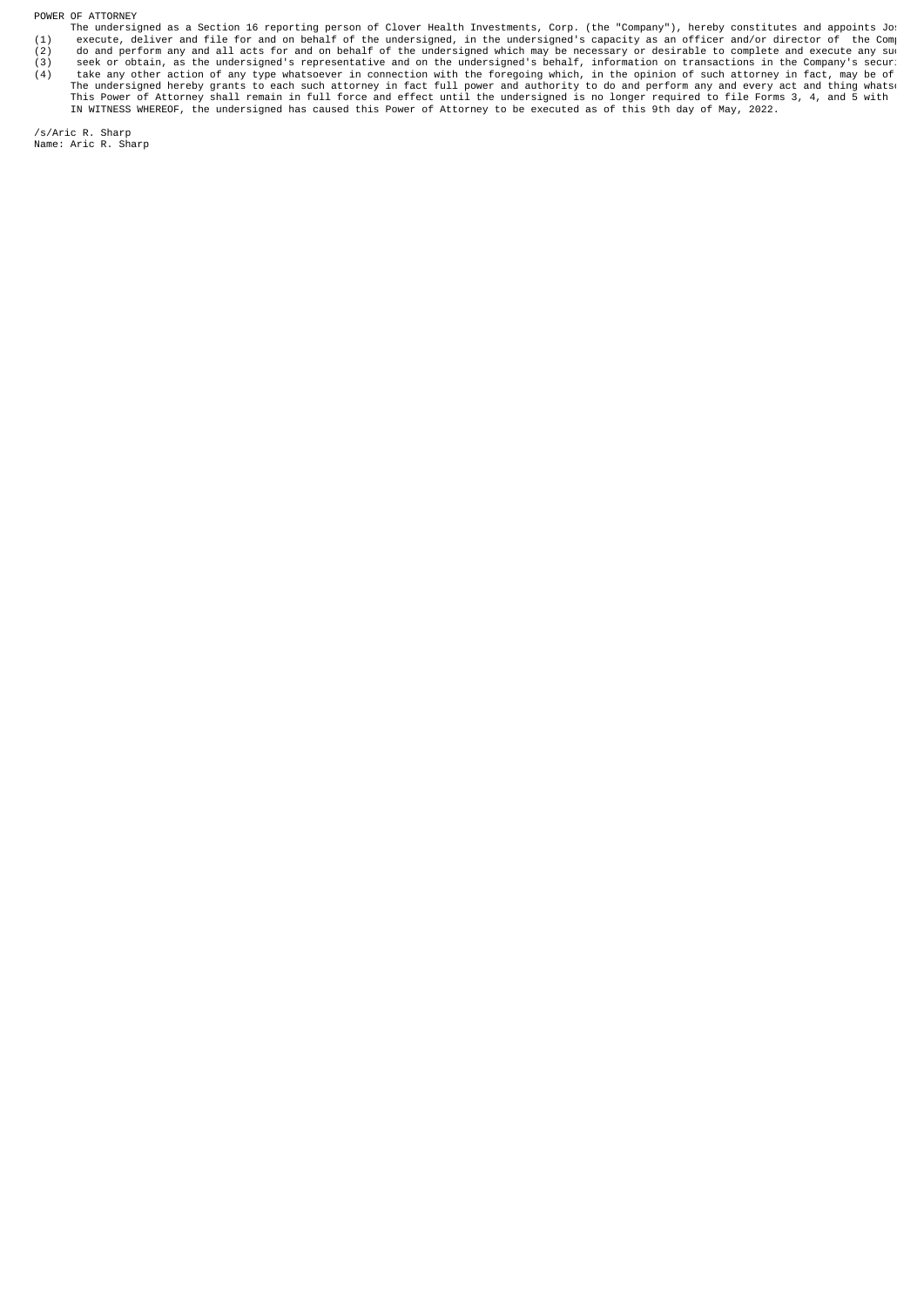POWER OF ATTORNEY

The undersigned as a Section 16 reporting person of Clover Health Investments, Corp. (the "Company"), hereby constitutes and appoints Jo

(1) execute, deliver and file for and on behalf of the undersigned, in the undersigned's capacity as an officer and/or director of the Com

(2) do and perform any and all acts for and on behalf of the undersigned which may be necessary or desirable to complete and execute any su

(3) seek or obtain, as the undersigned's representative and on the undersigned's behalf, information on transactions in the Company's secur

(4) take any other action of any type whatsoever in connection with the foregoing which, in the opinion of such attorney in fact, may be of

The undersigned hereby grants to each such attorney in fact full power and authority to do and perform any and every act and thing whats

This Power of Attorney shall remain in full force and effect until the undersigned is no longer required to file Forms 3, 4, and 5 with

IN WITNESS WHEREOF, the undersigned has caused this Power of Attorney to be executed as of this 9th day of May, 2022.

/s/Aric R. Sharp
Name: Aric R. Sharp